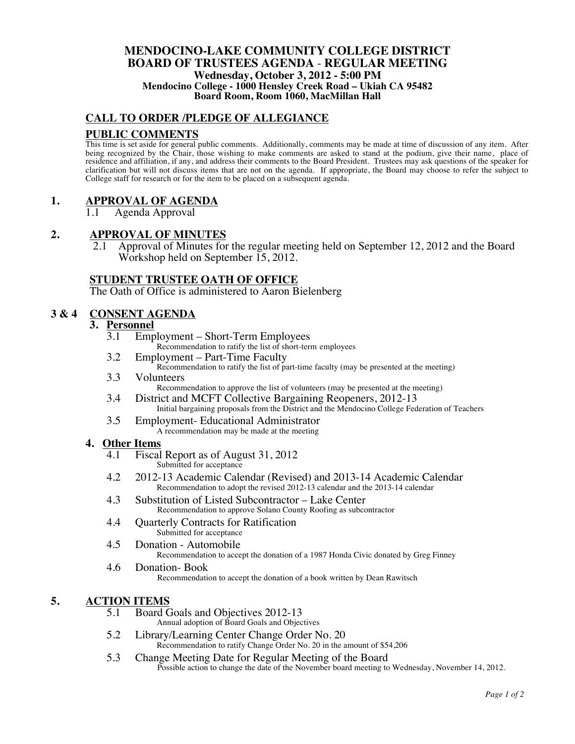# MENDOCINO-LAKE COMMUNITY COLLEGE DISTRICT
# BOARD OF TRUSTEES AGENDA - REGULAR MEETING

**Wednesday, October 3, 2012 - 5:00 PM**
**Mendocino College - 1000 Hensley Creek Road – Ukiah CA 95482**
**Board Room, Room 1060, MacMillan Hall**

## CALL TO ORDER /PLEDGE OF ALLEGIANCE

## PUBLIC COMMENTS

This time is set aside for general public comments. Additionally, comments may be made at time of discussion of any item. After being recognized by the Chair, those wishing to make comments are asked to stand at the podium, give their name, place of residence and affiliation, if any, and address their comments to the Board President. Trustees may ask questions of the speaker for clarification but will not discuss items that are not on the agenda. If appropriate, the Board may choose to refer the subject to College staff for research or for the item to be placed on a subsequent agenda.

## 1. APPROVAL OF AGENDA

1.1 Agenda Approval

## 2. APPROVAL OF MINUTES

2.1 Approval of Minutes for the regular meeting held on September 12, 2012 and the Board Workshop held on September 15, 2012.

## STUDENT TRUSTEE OATH OF OFFICE

The Oath of Office is administered to Aaron Bielenberg

## 3 & 4 CONSENT AGENDA

### 3. Personnel

3.1 Employment – Short-Term Employees
   Recommendation to ratify the list of short-term employees

3.2 Employment – Part-Time Faculty
   Recommendation to ratify the list of part-time faculty (may be presented at the meeting)

3.3 Volunteers
   Recommendation to approve the list of volunteers (may be presented at the meeting)

3.4 District and MCFT Collective Bargaining Reopeners, 2012-13
   Initial bargaining proposals from the District and the Mendocino College Federation of Teachers

3.5 Employment- Educational Administrator
   A recommendation may be made at the meeting

### 4. Other Items

4.1 Fiscal Report as of August 31, 2012
   Submitted for acceptance

4.2 2012-13 Academic Calendar (Revised) and 2013-14 Academic Calendar
   Recommendation to adopt the revised 2012-13 calendar and the 2013-14 calendar

4.3 Substitution of Listed Subcontractor – Lake Center
   Recommendation to approve Solano County Roofing as subcontractor

4.4 Quarterly Contracts for Ratification
   Submitted for acceptance

4.5 Donation - Automobile
   Recommendation to accept the donation of a 1987 Honda Civic donated by Greg Finney

4.6 Donation- Book
   Recommendation to accept the donation of a book written by Dean Rawitsch

## 5. ACTION ITEMS

5.1 Board Goals and Objectives 2012-13
   Annual adoption of Board Goals and Objectives

5.2 Library/Learning Center Change Order No. 20
   Recommendation to ratify Change Order No. 20 in the amount of $54,206

5.3 Change Meeting Date for Regular Meeting of the Board
   Possible action to change the date of the November board meeting to Wednesday, November 14, 2012.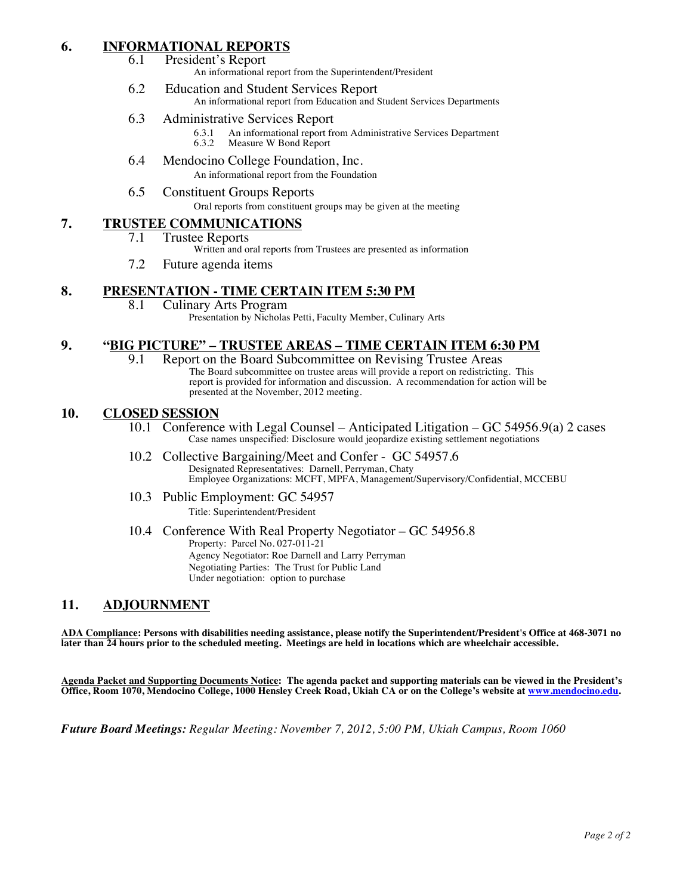## 6. INFORMATIONAL REPORTS

6.1 President's Report

An informational report from the Superintendent/President

6.2 Education and Student Services Report

An informational report from Education and Student Services Departments

6.3 Administrative Services Report

6.3.1 An informational report from Administrative Services Department

6.3.2 Measure W Bond Report

6.4 Mendocino College Foundation, Inc.

An informational report from the Foundation

6.5 Constituent Groups Reports

Oral reports from constituent groups may be given at the meeting

## 7. TRUSTEE COMMUNICATIONS

7.1 Trustee Reports

Written and oral reports from Trustees are presented as information

7.2 Future agenda items

## 8. PRESENTATION - TIME CERTAIN ITEM 5:30 PM

8.1 Culinary Arts Program

Presentation by Nicholas Petti, Faculty Member, Culinary Arts

## 9. "BIG PICTURE" – TRUSTEE AREAS – TIME CERTAIN ITEM 6:30 PM

9.1 Report on the Board Subcommittee on Revising Trustee Areas

The Board subcommittee on trustee areas will provide a report on redistricting. This report is provided for information and discussion. A recommendation for action will be presented at the November, 2012 meeting.

## 10. CLOSED SESSION

10.1 Conference with Legal Counsel – Anticipated Litigation – GC 54956.9(a) 2 cases

Case names unspecified: Disclosure would jeopardize existing settlement negotiations

10.2 Collective Bargaining/Meet and Confer - GC 54957.6

Designated Representatives: Darnell, Perryman, Chaty

Employee Organizations: MCFT, MPFA, Management/Supervisory/Confidential, MCCEBU

10.3 Public Employment: GC 54957

Title: Superintendent/President

10.4 Conference With Real Property Negotiator – GC 54956.8

Property: Parcel No. 027-011-21

Agency Negotiator: Roe Darnell and Larry Perryman

Negotiating Parties: The Trust for Public Land

Under negotiation: option to purchase

## 11. ADJOURNMENT

**ADA Compliance: Persons with disabilities needing assistance, please notify the Superintendent/President's Office at 468-3071 no later than 24 hours prior to the scheduled meeting. Meetings are held in locations which are wheelchair accessible.**

**Agenda Packet and Supporting Documents Notice: The agenda packet and supporting materials can be viewed in the President's Office, Room 1070, Mendocino College, 1000 Hensley Creek Road, Ukiah CA or on the College's website at www.mendocino.edu.**

***Future Board Meetings:*** *Regular Meeting: November 7, 2012, 5:00 PM, Ukiah Campus, Room 1060*